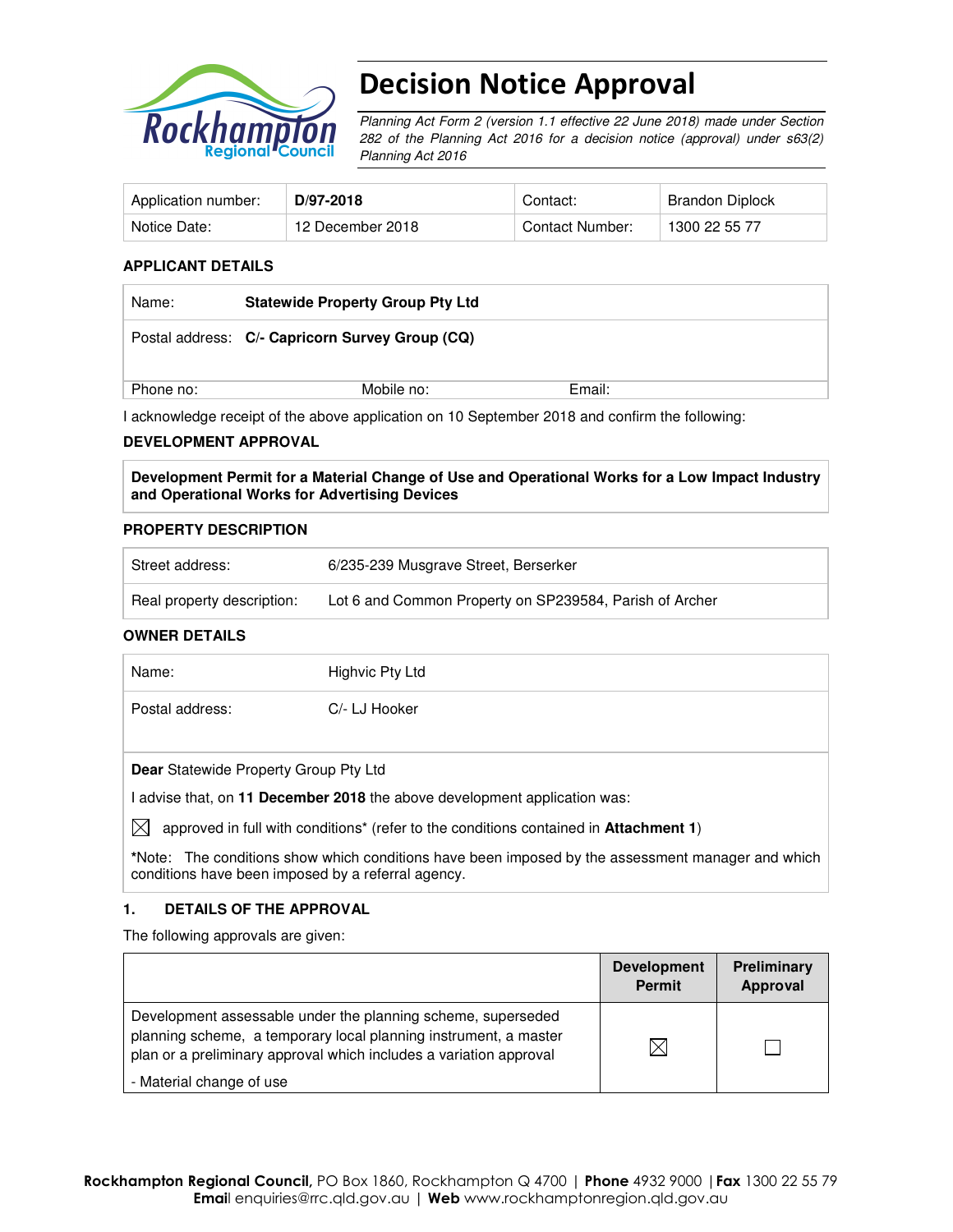# Decision Notice Approval

*Planning Act Form 2 (version 1.1 effective 22 June 2018) made under Section 282 of the Planning Act 2016 for a decision notice (approval) under s63(2) Planning Act 2016*

| Application number: | **D/97-2018** | Contact: | Brandon Diplock |
|---|---|---|---|
| Notice Date: | 12 December 2018 | Contact Number: | 1300 22 55 77 |

### APPLICANT DETAILS

| | |
|---|---|
| Name: | **Statewide Property Group Pty Ltd** |
| Postal address: | **C/- Capricorn Survey Group (CQ)** |
| Phone no: Mobile no: Email: | |

I acknowledge receipt of the above application on 10 September 2018 and confirm the following:

### DEVELOPMENT APPROVAL

**Development Permit for a Material Change of Use and Operational Works for a Low Impact Industry and Operational Works for Advertising Devices**

### PROPERTY DESCRIPTION

| | |
|---|---|
| Street address: | 6/235-239 Musgrave Street, Berserker |
| Real property description: | Lot 6 and Common Property on SP239584, Parish of Archer |

### OWNER DETAILS

| | |
|---|---|
| Name: | Highvic Pty Ltd |
| Postal address: | C/- LJ Hooker |

**Dear** Statewide Property Group Pty Ltd

I advise that, on **11 December 2018** the above development application was:

☒ approved in full with conditions* (refer to the conditions contained in **Attachment 1**)

***Note:** The conditions show which conditions have been imposed by the assessment manager and which conditions have been imposed by a referral agency.

### 1. DETAILS OF THE APPROVAL

The following approvals are given:

| | Development Permit | Preliminary Approval |
|---|---|---|
| Development assessable under the planning scheme, superseded planning scheme, a temporary local planning instrument, a master plan or a preliminary approval which includes a variation approval<br>- Material change of use | ☒ | ☐ |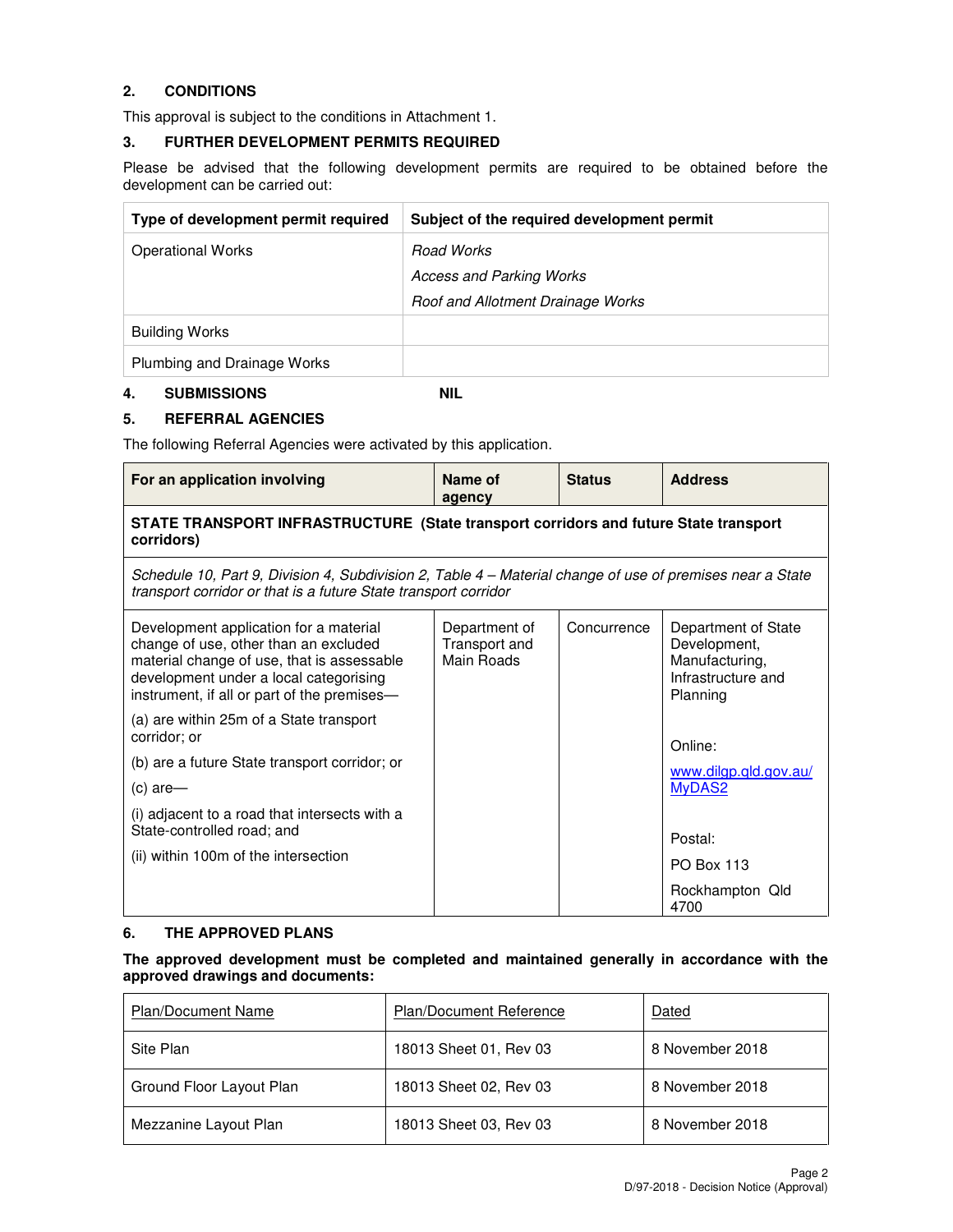## 2. CONDITIONS

This approval is subject to the conditions in Attachment 1.

## 3. FURTHER DEVELOPMENT PERMITS REQUIRED

Please be advised that the following development permits are required to be obtained before the development can be carried out:

| Type of development permit required | Subject of the required development permit |
|---|---|
| Operational Works | *Road Works*<br>*Access and Parking Works*<br>*Roof and Allotment Drainage Works* |
| Building Works | |
| Plumbing and Drainage Works | |

## 4. SUBMISSIONS NIL

## 5. REFERRAL AGENCIES

The following Referral Agencies were activated by this application.

| For an application involving | Name of agency | Status | Address |
|---|---|---|---|
| **STATE TRANSPORT INFRASTRUCTURE (State transport corridors and future State transport corridors)** | | | |
| *Schedule 10, Part 9, Division 4, Subdivision 2, Table 4 – Material change of use of premises near a State transport corridor or that is a future State transport corridor* | | | |
| Development application for a material change of use, other than an excluded material change of use, that is assessable development under a local categorising instrument, if all or part of the premises—<br>(a) are within 25m of a State transport corridor; or<br>(b) are a future State transport corridor; or<br>(c) are—<br>(i) adjacent to a road that intersects with a State-controlled road; and<br>(ii) within 100m of the intersection | Department of Transport and Main Roads | Concurrence | Department of State Development, Manufacturing, Infrastructure and Planning<br><br>Online:<br>www.dilgp.qld.gov.au/MyDAS2<br><br>Postal:<br>PO Box 113<br>Rockhampton Qld 4700 |

## 6. THE APPROVED PLANS

**The approved development must be completed and maintained generally in accordance with the approved drawings and documents:**

| Plan/Document Name | Plan/Document Reference | Dated |
|---|---|---|
| Site Plan | 18013 Sheet 01, Rev 03 | 8 November 2018 |
| Ground Floor Layout Plan | 18013 Sheet 02, Rev 03 | 8 November 2018 |
| Mezzanine Layout Plan | 18013 Sheet 03, Rev 03 | 8 November 2018 |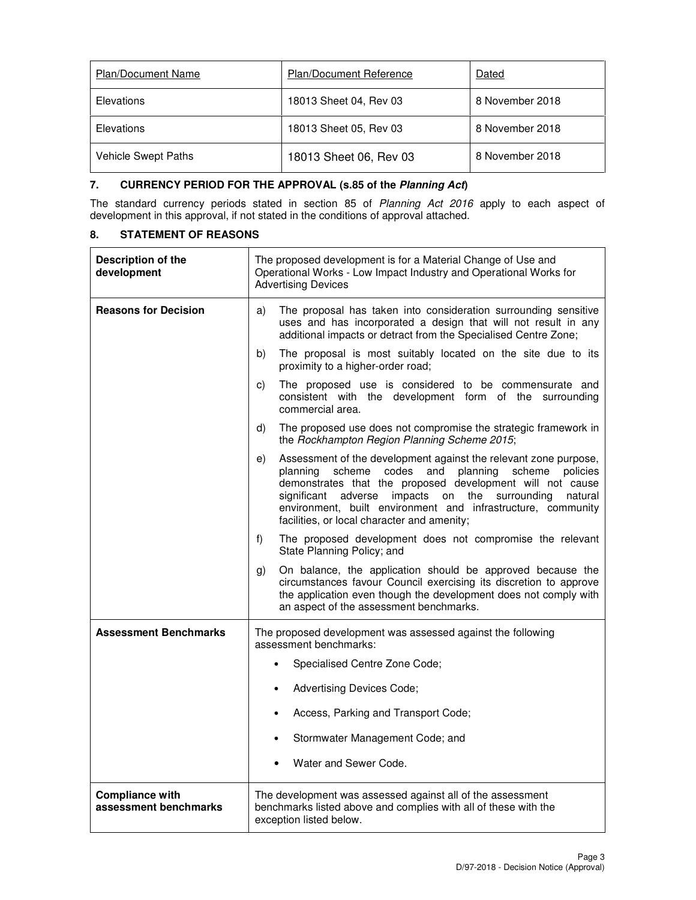| Plan/Document Name | Plan/Document Reference | Dated |
| --- | --- | --- |
| Elevations | 18013 Sheet 04, Rev 03 | 8 November 2018 |
| Elevations | 18013 Sheet 05, Rev 03 | 8 November 2018 |
| Vehicle Swept Paths | 18013 Sheet 06, Rev 03 | 8 November 2018 |

## 7. CURRENCY PERIOD FOR THE APPROVAL (s.85 of the *Planning Act*)

The standard currency periods stated in section 85 of *Planning Act 2016* apply to each aspect of development in this approval, if not stated in the conditions of approval attached.

## 8. STATEMENT OF REASONS

| **Description of the development** | The proposed development is for a Material Change of Use and Operational Works - Low Impact Industry and Operational Works for Advertising Devices |
| --- | --- |
| **Reasons for Decision** | a) The proposal has taken into consideration surrounding sensitive uses and has incorporated a design that will not result in any additional impacts or detract from the Specialised Centre Zone;<br>b) The proposal is most suitably located on the site due to its proximity to a higher-order road;<br>c) The proposed use is considered to be commensurate and consistent with the development form of the surrounding commercial area.<br>d) The proposed use does not compromise the strategic framework in the *Rockhampton Region Planning Scheme 2015*;<br>e) Assessment of the development against the relevant zone purpose, planning scheme codes and planning scheme policies demonstrates that the proposed development will not cause significant adverse impacts on the surrounding natural environment, built environment and infrastructure, community facilities, or local character and amenity;<br>f) The proposed development does not compromise the relevant State Planning Policy; and<br>g) On balance, the application should be approved because the circumstances favour Council exercising its discretion to approve the application even though the development does not comply with an aspect of the assessment benchmarks. |
| **Assessment Benchmarks** | The proposed development was assessed against the following assessment benchmarks:<br>• Specialised Centre Zone Code;<br>• Advertising Devices Code;<br>• Access, Parking and Transport Code;<br>• Stormwater Management Code; and<br>• Water and Sewer Code. |
| **Compliance with assessment benchmarks** | The development was assessed against all of the assessment benchmarks listed above and complies with all of these with the exception listed below. |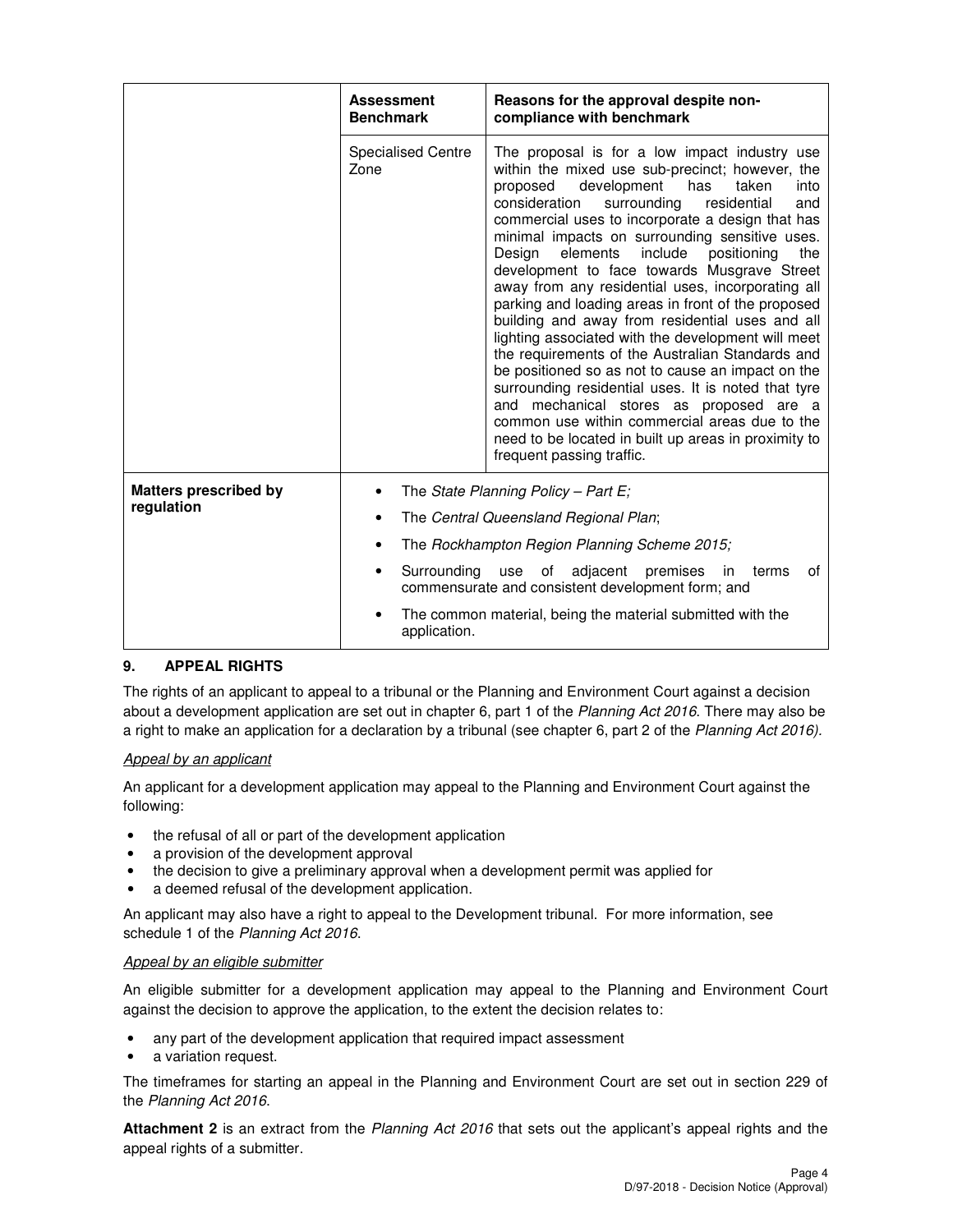| | Assessment Benchmark | Reasons for the approval despite non-compliance with benchmark |
|---|---|---|
| | Specialised Centre Zone | The proposal is for a low impact industry use within the mixed use sub-precinct; however, the proposed development has taken into consideration surrounding residential and commercial uses to incorporate a design that has minimal impacts on surrounding sensitive uses. Design elements include positioning the development to face towards Musgrave Street away from any residential uses, incorporating all parking and loading areas in front of the proposed building and away from residential uses and all lighting associated with the development will meet the requirements of the Australian Standards and be positioned so as not to cause an impact on the surrounding residential uses. It is noted that tyre and mechanical stores as proposed are a common use within commercial areas due to the need to be located in built up areas in proximity to frequent passing traffic. |
| **Matters prescribed by regulation** | • The *State Planning Policy – Part E;*<br>• The *Central Queensland Regional Plan*;<br>• The *Rockhampton Region Planning Scheme 2015;*<br>• Surrounding use of adjacent premises in terms of commensurate and consistent development form; and<br>• The common material, being the material submitted with the application. | |

## 9. APPEAL RIGHTS

The rights of an applicant to appeal to a tribunal or the Planning and Environment Court against a decision about a development application are set out in chapter 6, part 1 of the *Planning Act 2016*. There may also be a right to make an application for a declaration by a tribunal (see chapter 6, part 2 of the *Planning Act 2016).*

*Appeal by an applicant*

An applicant for a development application may appeal to the Planning and Environment Court against the following:

- the refusal of all or part of the development application
- a provision of the development approval
- the decision to give a preliminary approval when a development permit was applied for
- a deemed refusal of the development application.

An applicant may also have a right to appeal to the Development tribunal. For more information, see schedule 1 of the *Planning Act 2016*.

*Appeal by an eligible submitter*

An eligible submitter for a development application may appeal to the Planning and Environment Court against the decision to approve the application, to the extent the decision relates to:

- any part of the development application that required impact assessment
- a variation request.

The timeframes for starting an appeal in the Planning and Environment Court are set out in section 229 of the *Planning Act 2016*.

**Attachment 2** is an extract from the *Planning Act 2016* that sets out the applicant's appeal rights and the appeal rights of a submitter.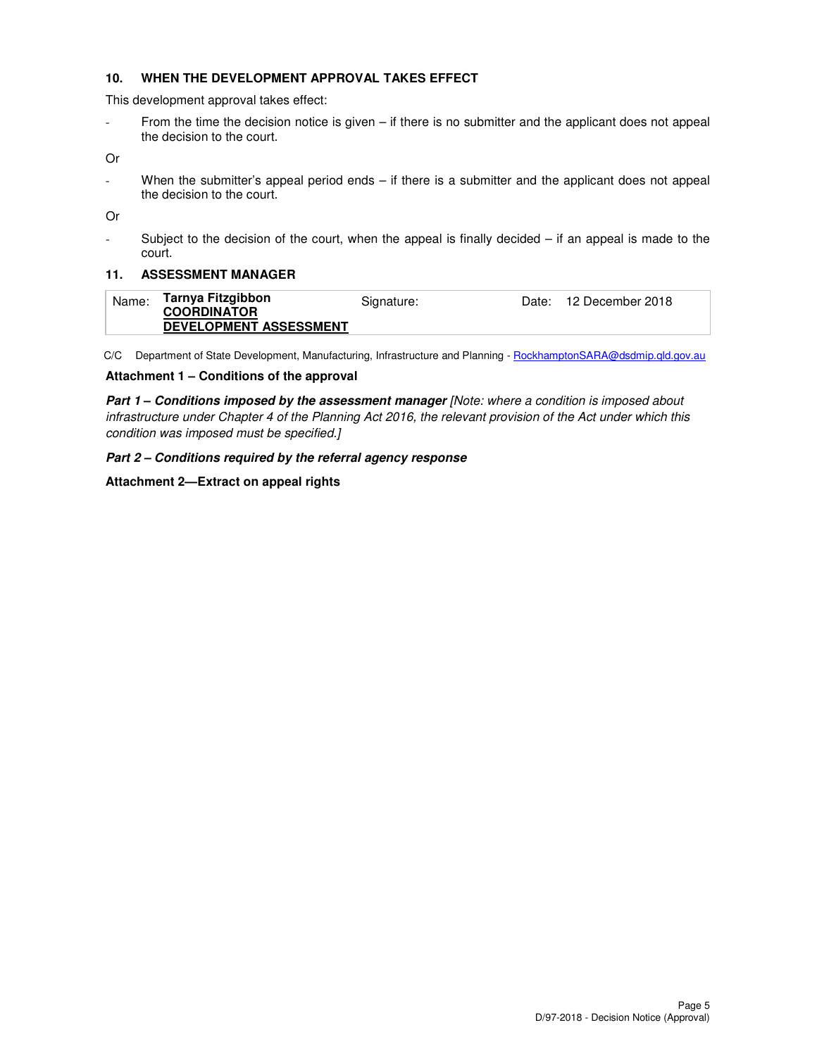## 10. WHEN THE DEVELOPMENT APPROVAL TAKES EFFECT

This development approval takes effect:

- From the time the decision notice is given – if there is no submitter and the applicant does not appeal the decision to the court.

Or

- When the submitter's appeal period ends – if there is a submitter and the applicant does not appeal the decision to the court.

Or

- Subject to the decision of the court, when the appeal is finally decided – if an appeal is made to the court.

## 11. ASSESSMENT MANAGER

| Name: | **Tarnya Fitzgibbon**<br>**COORDINATOR**<br>**DEVELOPMENT ASSESSMENT** | Signature: | Date: | 12 December 2018 |
|---|---|---|---|---|

C/C Department of State Development, Manufacturing, Infrastructure and Planning - RockhamptonSARA@dsdmip.qld.gov.au

**Attachment 1 – Conditions of the approval**

***Part 1 – Conditions imposed by the assessment manager*** *[Note: where a condition is imposed about infrastructure under Chapter 4 of the Planning Act 2016, the relevant provision of the Act under which this condition was imposed must be specified.]*

***Part 2 – Conditions required by the referral agency response***

**Attachment 2—Extract on appeal rights**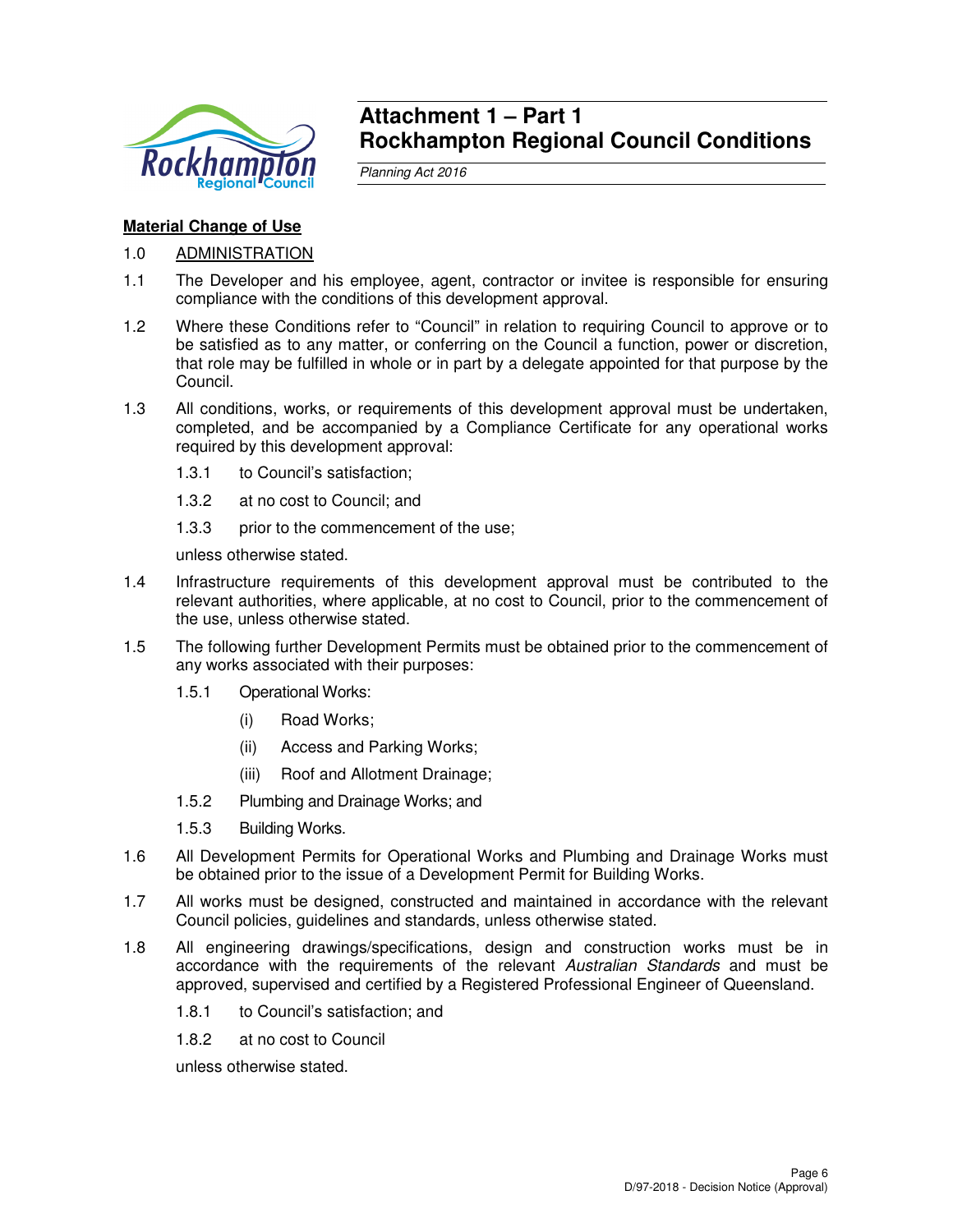# Attachment 1 – Part 1
# Rockhampton Regional Council Conditions

*Planning Act 2016*

**Material Change of Use**

1.0 ADMINISTRATION

1.1 The Developer and his employee, agent, contractor or invitee is responsible for ensuring compliance with the conditions of this development approval.

1.2 Where these Conditions refer to "Council" in relation to requiring Council to approve or to be satisfied as to any matter, or conferring on the Council a function, power or discretion, that role may be fulfilled in whole or in part by a delegate appointed for that purpose by the Council.

1.3 All conditions, works, or requirements of this development approval must be undertaken, completed, and be accompanied by a Compliance Certificate for any operational works required by this development approval:

- 1.3.1 to Council's satisfaction;
- 1.3.2 at no cost to Council; and
- 1.3.3 prior to the commencement of the use;

unless otherwise stated.

1.4 Infrastructure requirements of this development approval must be contributed to the relevant authorities, where applicable, at no cost to Council, prior to the commencement of the use, unless otherwise stated.

1.5 The following further Development Permits must be obtained prior to the commencement of any works associated with their purposes:

- 1.5.1 Operational Works:
  - (i) Road Works;
  - (ii) Access and Parking Works;
  - (iii) Roof and Allotment Drainage;
- 1.5.2 Plumbing and Drainage Works; and
- 1.5.3 Building Works.

1.6 All Development Permits for Operational Works and Plumbing and Drainage Works must be obtained prior to the issue of a Development Permit for Building Works.

1.7 All works must be designed, constructed and maintained in accordance with the relevant Council policies, guidelines and standards, unless otherwise stated.

1.8 All engineering drawings/specifications, design and construction works must be in accordance with the requirements of the relevant *Australian Standards* and must be approved, supervised and certified by a Registered Professional Engineer of Queensland.

- 1.8.1 to Council's satisfaction; and
- 1.8.2 at no cost to Council

unless otherwise stated.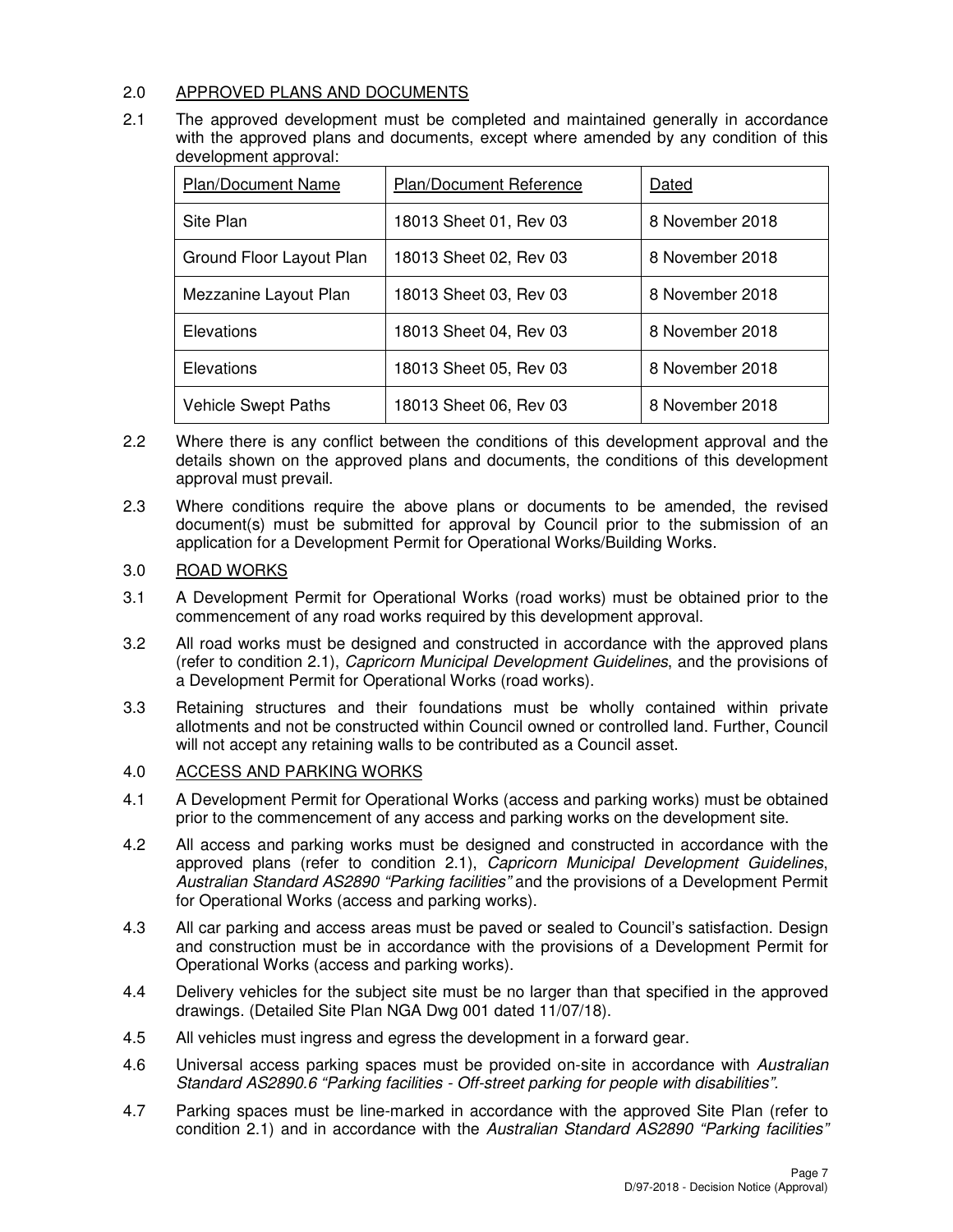## 2.0 APPROVED PLANS AND DOCUMENTS

2.1 The approved development must be completed and maintained generally in accordance with the approved plans and documents, except where amended by any condition of this development approval:

| Plan/Document Name | Plan/Document Reference | Dated |
|---|---|---|
| Site Plan | 18013 Sheet 01, Rev 03 | 8 November 2018 |
| Ground Floor Layout Plan | 18013 Sheet 02, Rev 03 | 8 November 2018 |
| Mezzanine Layout Plan | 18013 Sheet 03, Rev 03 | 8 November 2018 |
| Elevations | 18013 Sheet 04, Rev 03 | 8 November 2018 |
| Elevations | 18013 Sheet 05, Rev 03 | 8 November 2018 |
| Vehicle Swept Paths | 18013 Sheet 06, Rev 03 | 8 November 2018 |

2.2 Where there is any conflict between the conditions of this development approval and the details shown on the approved plans and documents, the conditions of this development approval must prevail.

2.3 Where conditions require the above plans or documents to be amended, the revised document(s) must be submitted for approval by Council prior to the submission of an application for a Development Permit for Operational Works/Building Works.

## 3.0 ROAD WORKS

3.1 A Development Permit for Operational Works (road works) must be obtained prior to the commencement of any road works required by this development approval.

3.2 All road works must be designed and constructed in accordance with the approved plans (refer to condition 2.1), *Capricorn Municipal Development Guidelines*, and the provisions of a Development Permit for Operational Works (road works).

3.3 Retaining structures and their foundations must be wholly contained within private allotments and not be constructed within Council owned or controlled land. Further, Council will not accept any retaining walls to be contributed as a Council asset.

## 4.0 ACCESS AND PARKING WORKS

4.1 A Development Permit for Operational Works (access and parking works) must be obtained prior to the commencement of any access and parking works on the development site.

4.2 All access and parking works must be designed and constructed in accordance with the approved plans (refer to condition 2.1), *Capricorn Municipal Development Guidelines*, *Australian Standard AS2890 "Parking facilities"* and the provisions of a Development Permit for Operational Works (access and parking works).

4.3 All car parking and access areas must be paved or sealed to Council's satisfaction. Design and construction must be in accordance with the provisions of a Development Permit for Operational Works (access and parking works).

4.4 Delivery vehicles for the subject site must be no larger than that specified in the approved drawings. (Detailed Site Plan NGA Dwg 001 dated 11/07/18).

4.5 All vehicles must ingress and egress the development in a forward gear.

4.6 Universal access parking spaces must be provided on-site in accordance with *Australian Standard AS2890.6 "Parking facilities - Off-street parking for people with disabilities"*.

4.7 Parking spaces must be line-marked in accordance with the approved Site Plan (refer to condition 2.1) and in accordance with the *Australian Standard AS2890 "Parking facilities"*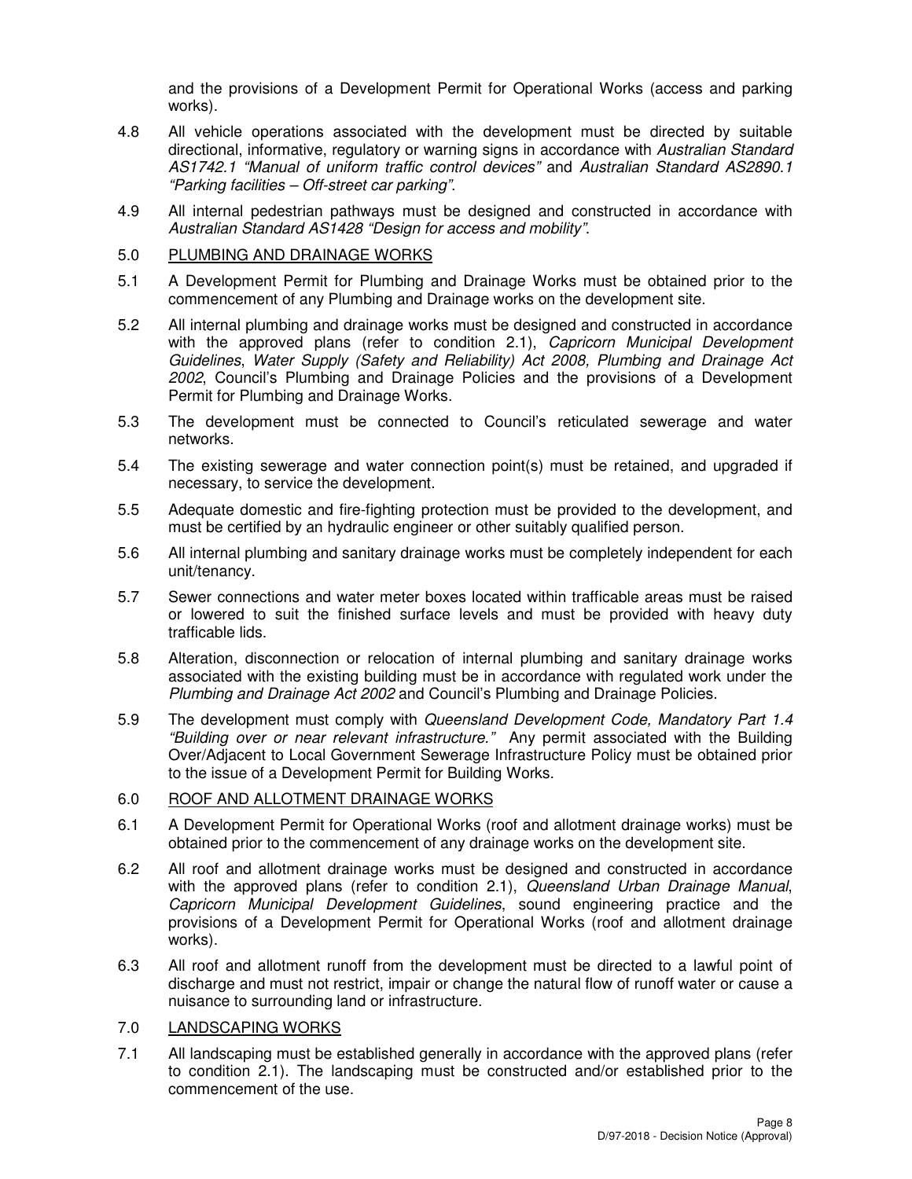and the provisions of a Development Permit for Operational Works (access and parking works).

4.8 All vehicle operations associated with the development must be directed by suitable directional, informative, regulatory or warning signs in accordance with *Australian Standard AS1742.1 "Manual of uniform traffic control devices"* and *Australian Standard AS2890.1 "Parking facilities – Off-street car parking"*.

4.9 All internal pedestrian pathways must be designed and constructed in accordance with *Australian Standard AS1428 "Design for access and mobility"*.

5.0 <u>PLUMBING AND DRAINAGE WORKS</u>

5.1 A Development Permit for Plumbing and Drainage Works must be obtained prior to the commencement of any Plumbing and Drainage works on the development site.

5.2 All internal plumbing and drainage works must be designed and constructed in accordance with the approved plans (refer to condition 2.1), *Capricorn Municipal Development Guidelines*, *Water Supply (Safety and Reliability) Act 2008, Plumbing and Drainage Act 2002*, Council's Plumbing and Drainage Policies and the provisions of a Development Permit for Plumbing and Drainage Works.

5.3 The development must be connected to Council's reticulated sewerage and water networks.

5.4 The existing sewerage and water connection point(s) must be retained, and upgraded if necessary, to service the development.

5.5 Adequate domestic and fire-fighting protection must be provided to the development, and must be certified by an hydraulic engineer or other suitably qualified person.

5.6 All internal plumbing and sanitary drainage works must be completely independent for each unit/tenancy.

5.7 Sewer connections and water meter boxes located within trafficable areas must be raised or lowered to suit the finished surface levels and must be provided with heavy duty trafficable lids.

5.8 Alteration, disconnection or relocation of internal plumbing and sanitary drainage works associated with the existing building must be in accordance with regulated work under the *Plumbing and Drainage Act 2002* and Council's Plumbing and Drainage Policies.

5.9 The development must comply with *Queensland Development Code, Mandatory Part 1.4 "Building over or near relevant infrastructure."* Any permit associated with the Building Over/Adjacent to Local Government Sewerage Infrastructure Policy must be obtained prior to the issue of a Development Permit for Building Works.

6.0 <u>ROOF AND ALLOTMENT DRAINAGE WORKS</u>

6.1 A Development Permit for Operational Works (roof and allotment drainage works) must be obtained prior to the commencement of any drainage works on the development site.

6.2 All roof and allotment drainage works must be designed and constructed in accordance with the approved plans (refer to condition 2.1), *Queensland Urban Drainage Manual*, *Capricorn Municipal Development Guidelines*, sound engineering practice and the provisions of a Development Permit for Operational Works (roof and allotment drainage works).

6.3 All roof and allotment runoff from the development must be directed to a lawful point of discharge and must not restrict, impair or change the natural flow of runoff water or cause a nuisance to surrounding land or infrastructure.

7.0 <u>LANDSCAPING WORKS</u>

7.1 All landscaping must be established generally in accordance with the approved plans (refer to condition 2.1). The landscaping must be constructed and/or established prior to the commencement of the use.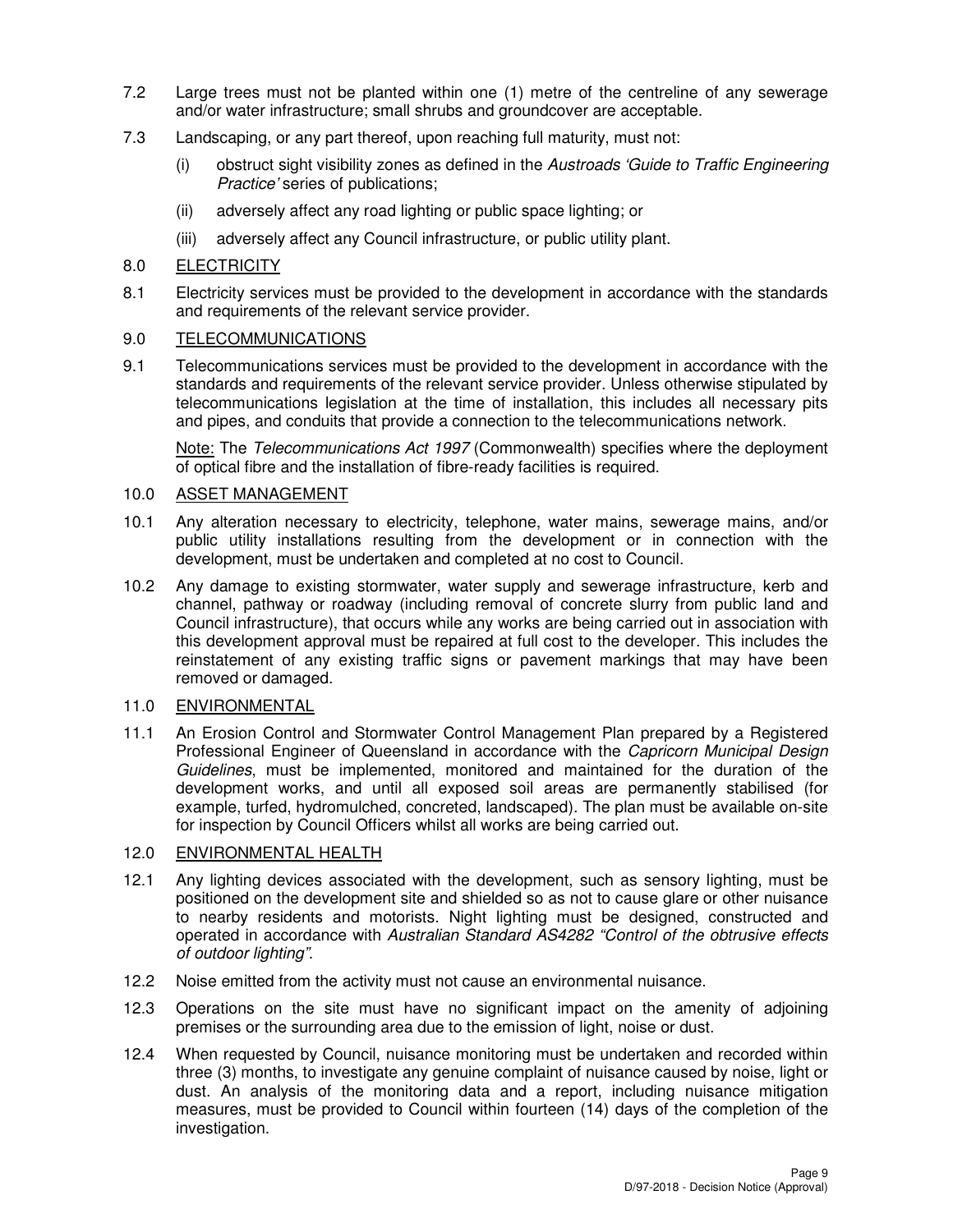7.2 Large trees must not be planted within one (1) metre of the centreline of any sewerage and/or water infrastructure; small shrubs and groundcover are acceptable.

7.3 Landscaping, or any part thereof, upon reaching full maturity, must not:

(i) obstruct sight visibility zones as defined in the *Austroads 'Guide to Traffic Engineering Practice'* series of publications;

(ii) adversely affect any road lighting or public space lighting; or

(iii) adversely affect any Council infrastructure, or public utility plant.

8.0 <u>ELECTRICITY</u>

8.1 Electricity services must be provided to the development in accordance with the standards and requirements of the relevant service provider.

9.0 <u>TELECOMMUNICATIONS</u>

9.1 Telecommunications services must be provided to the development in accordance with the standards and requirements of the relevant service provider. Unless otherwise stipulated by telecommunications legislation at the time of installation, this includes all necessary pits and pipes, and conduits that provide a connection to the telecommunications network.

<u>Note:</u> The *Telecommunications Act 1997* (Commonwealth) specifies where the deployment of optical fibre and the installation of fibre-ready facilities is required.

10.0 <u>ASSET MANAGEMENT</u>

10.1 Any alteration necessary to electricity, telephone, water mains, sewerage mains, and/or public utility installations resulting from the development or in connection with the development, must be undertaken and completed at no cost to Council.

10.2 Any damage to existing stormwater, water supply and sewerage infrastructure, kerb and channel, pathway or roadway (including removal of concrete slurry from public land and Council infrastructure), that occurs while any works are being carried out in association with this development approval must be repaired at full cost to the developer. This includes the reinstatement of any existing traffic signs or pavement markings that may have been removed or damaged.

11.0 <u>ENVIRONMENTAL</u>

11.1 An Erosion Control and Stormwater Control Management Plan prepared by a Registered Professional Engineer of Queensland in accordance with the *Capricorn Municipal Design Guidelines*, must be implemented, monitored and maintained for the duration of the development works, and until all exposed soil areas are permanently stabilised (for example, turfed, hydromulched, concreted, landscaped). The plan must be available on-site for inspection by Council Officers whilst all works are being carried out.

12.0 <u>ENVIRONMENTAL HEALTH</u>

12.1 Any lighting devices associated with the development, such as sensory lighting, must be positioned on the development site and shielded so as not to cause glare or other nuisance to nearby residents and motorists. Night lighting must be designed, constructed and operated in accordance with *Australian Standard AS4282 "Control of the obtrusive effects of outdoor lighting"*.

12.2 Noise emitted from the activity must not cause an environmental nuisance.

12.3 Operations on the site must have no significant impact on the amenity of adjoining premises or the surrounding area due to the emission of light, noise or dust.

12.4 When requested by Council, nuisance monitoring must be undertaken and recorded within three (3) months, to investigate any genuine complaint of nuisance caused by noise, light or dust. An analysis of the monitoring data and a report, including nuisance mitigation measures, must be provided to Council within fourteen (14) days of the completion of the investigation.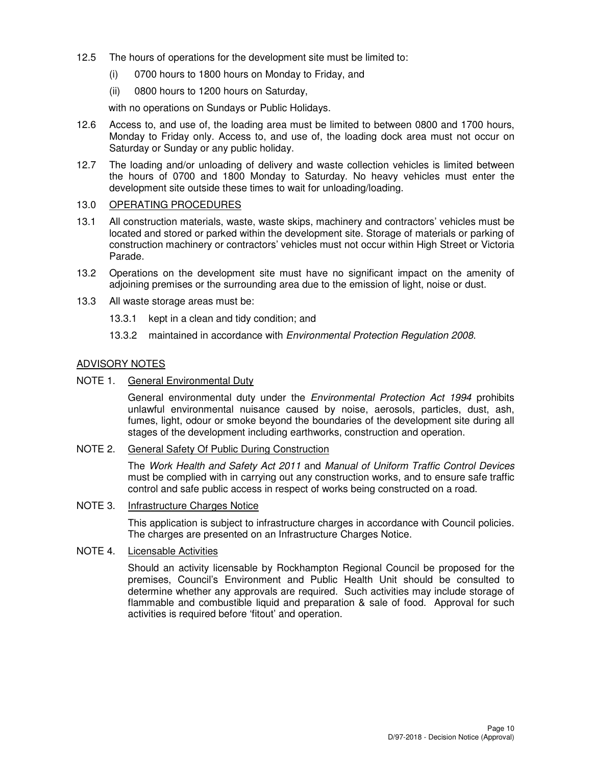12.5 The hours of operations for the development site must be limited to:

   (i) 0700 hours to 1800 hours on Monday to Friday, and

   (ii) 0800 hours to 1200 hours on Saturday,

   with no operations on Sundays or Public Holidays.

12.6 Access to, and use of, the loading area must be limited to between 0800 and 1700 hours, Monday to Friday only. Access to, and use of, the loading dock area must not occur on Saturday or Sunday or any public holiday.

12.7 The loading and/or unloading of delivery and waste collection vehicles is limited between the hours of 0700 and 1800 Monday to Saturday. No heavy vehicles must enter the development site outside these times to wait for unloading/loading.

13.0 <u>OPERATING PROCEDURES</u>

13.1 All construction materials, waste, waste skips, machinery and contractors' vehicles must be located and stored or parked within the development site. Storage of materials or parking of construction machinery or contractors' vehicles must not occur within High Street or Victoria Parade.

13.2 Operations on the development site must have no significant impact on the amenity of adjoining premises or the surrounding area due to the emission of light, noise or dust.

13.3 All waste storage areas must be:

   13.3.1 kept in a clean and tidy condition; and

   13.3.2 maintained in accordance with *Environmental Protection Regulation 2008*.

## <u>ADVISORY NOTES</u>

NOTE 1. <u>General Environmental Duty</u>

General environmental duty under the *Environmental Protection Act 1994* prohibits unlawful environmental nuisance caused by noise, aerosols, particles, dust, ash, fumes, light, odour or smoke beyond the boundaries of the development site during all stages of the development including earthworks, construction and operation.

NOTE 2. <u>General Safety Of Public During Construction</u>

The *Work Health and Safety Act 2011* and *Manual of Uniform Traffic Control Devices* must be complied with in carrying out any construction works, and to ensure safe traffic control and safe public access in respect of works being constructed on a road.

NOTE 3. <u>Infrastructure Charges Notice</u>

This application is subject to infrastructure charges in accordance with Council policies. The charges are presented on an Infrastructure Charges Notice.

NOTE 4. <u>Licensable Activities</u>

Should an activity licensable by Rockhampton Regional Council be proposed for the premises, Council's Environment and Public Health Unit should be consulted to determine whether any approvals are required. Such activities may include storage of flammable and combustible liquid and preparation & sale of food. Approval for such activities is required before 'fitout' and operation.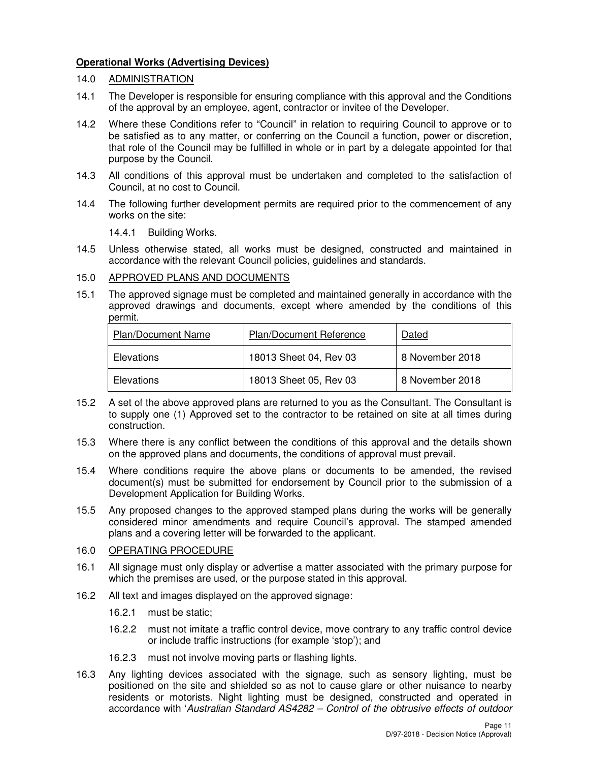**Operational Works (Advertising Devices)**

14.0 ADMINISTRATION

14.1 The Developer is responsible for ensuring compliance with this approval and the Conditions of the approval by an employee, agent, contractor or invitee of the Developer.

14.2 Where these Conditions refer to "Council" in relation to requiring Council to approve or to be satisfied as to any matter, or conferring on the Council a function, power or discretion, that role of the Council may be fulfilled in whole or in part by a delegate appointed for that purpose by the Council.

14.3 All conditions of this approval must be undertaken and completed to the satisfaction of Council, at no cost to Council.

14.4 The following further development permits are required prior to the commencement of any works on the site:

14.4.1 Building Works.

14.5 Unless otherwise stated, all works must be designed, constructed and maintained in accordance with the relevant Council policies, guidelines and standards.

15.0 APPROVED PLANS AND DOCUMENTS

15.1 The approved signage must be completed and maintained generally in accordance with the approved drawings and documents, except where amended by the conditions of this permit.

| Plan/Document Name | Plan/Document Reference | Dated |
|---|---|---|
| Elevations | 18013 Sheet 04, Rev 03 | 8 November 2018 |
| Elevations | 18013 Sheet 05, Rev 03 | 8 November 2018 |

15.2 A set of the above approved plans are returned to you as the Consultant. The Consultant is to supply one (1) Approved set to the contractor to be retained on site at all times during construction.

15.3 Where there is any conflict between the conditions of this approval and the details shown on the approved plans and documents, the conditions of approval must prevail.

15.4 Where conditions require the above plans or documents to be amended, the revised document(s) must be submitted for endorsement by Council prior to the submission of a Development Application for Building Works.

15.5 Any proposed changes to the approved stamped plans during the works will be generally considered minor amendments and require Council's approval. The stamped amended plans and a covering letter will be forwarded to the applicant.

16.0 OPERATING PROCEDURE

16.1 All signage must only display or advertise a matter associated with the primary purpose for which the premises are used, or the purpose stated in this approval.

16.2 All text and images displayed on the approved signage:

16.2.1 must be static;

16.2.2 must not imitate a traffic control device, move contrary to any traffic control device or include traffic instructions (for example 'stop'); and

16.2.3 must not involve moving parts or flashing lights.

16.3 Any lighting devices associated with the signage, such as sensory lighting, must be positioned on the site and shielded so as not to cause glare or other nuisance to nearby residents or motorists. Night lighting must be designed, constructed and operated in accordance with '*Australian Standard AS4282 – Control of the obtrusive effects of outdoor*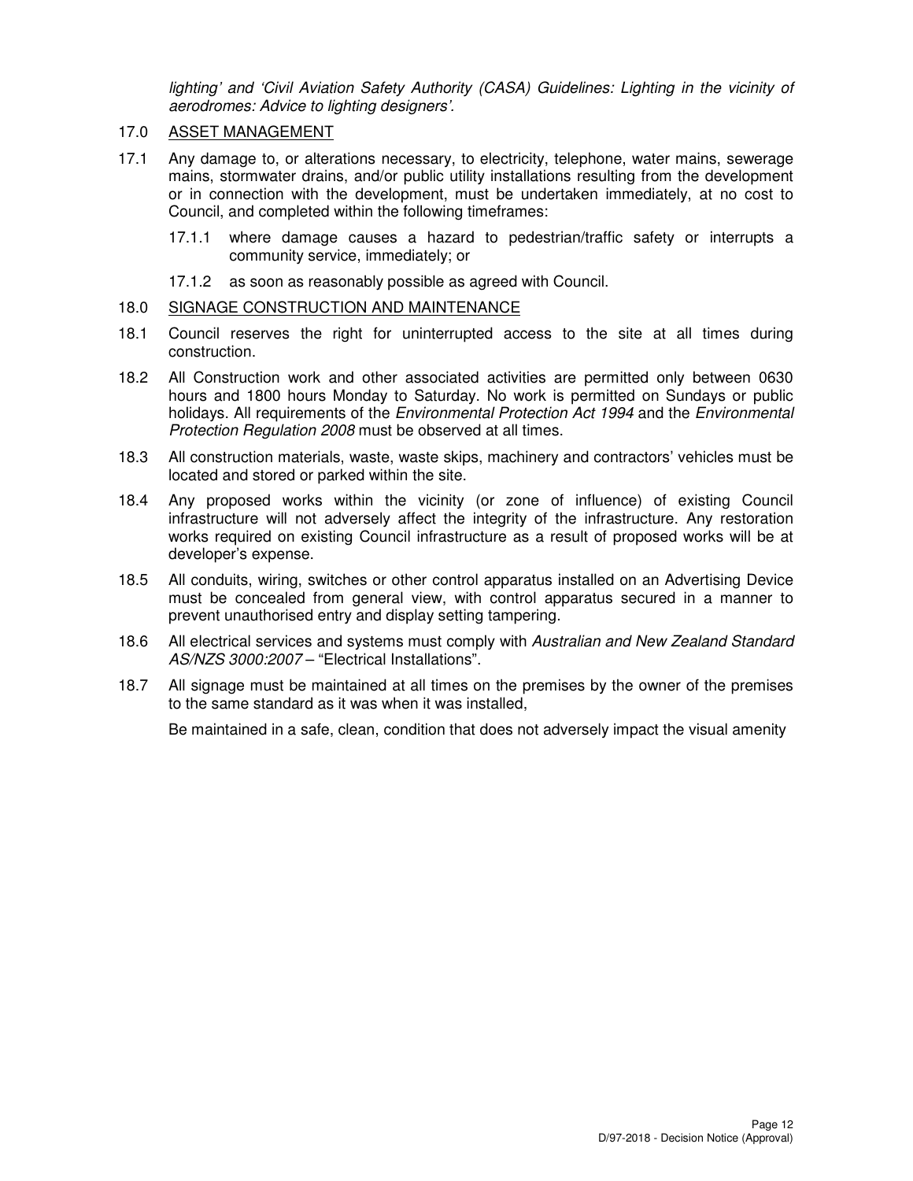*lighting' and 'Civil Aviation Safety Authority (CASA) Guidelines: Lighting in the vicinity of aerodromes: Advice to lighting designers'.*

17.0 ASSET MANAGEMENT

17.1 Any damage to, or alterations necessary, to electricity, telephone, water mains, sewerage mains, stormwater drains, and/or public utility installations resulting from the development or in connection with the development, must be undertaken immediately, at no cost to Council, and completed within the following timeframes:

17.1.1 where damage causes a hazard to pedestrian/traffic safety or interrupts a community service, immediately; or

17.1.2 as soon as reasonably possible as agreed with Council.

18.0 SIGNAGE CONSTRUCTION AND MAINTENANCE

18.1 Council reserves the right for uninterrupted access to the site at all times during construction.

18.2 All Construction work and other associated activities are permitted only between 0630 hours and 1800 hours Monday to Saturday. No work is permitted on Sundays or public holidays. All requirements of the *Environmental Protection Act 1994* and the *Environmental Protection Regulation 2008* must be observed at all times.

18.3 All construction materials, waste, waste skips, machinery and contractors' vehicles must be located and stored or parked within the site.

18.4 Any proposed works within the vicinity (or zone of influence) of existing Council infrastructure will not adversely affect the integrity of the infrastructure. Any restoration works required on existing Council infrastructure as a result of proposed works will be at developer's expense.

18.5 All conduits, wiring, switches or other control apparatus installed on an Advertising Device must be concealed from general view, with control apparatus secured in a manner to prevent unauthorised entry and display setting tampering.

18.6 All electrical services and systems must comply with *Australian and New Zealand Standard AS/NZS 3000:2007* – "Electrical Installations".

18.7 All signage must be maintained at all times on the premises by the owner of the premises to the same standard as it was when it was installed,

Be maintained in a safe, clean, condition that does not adversely impact the visual amenity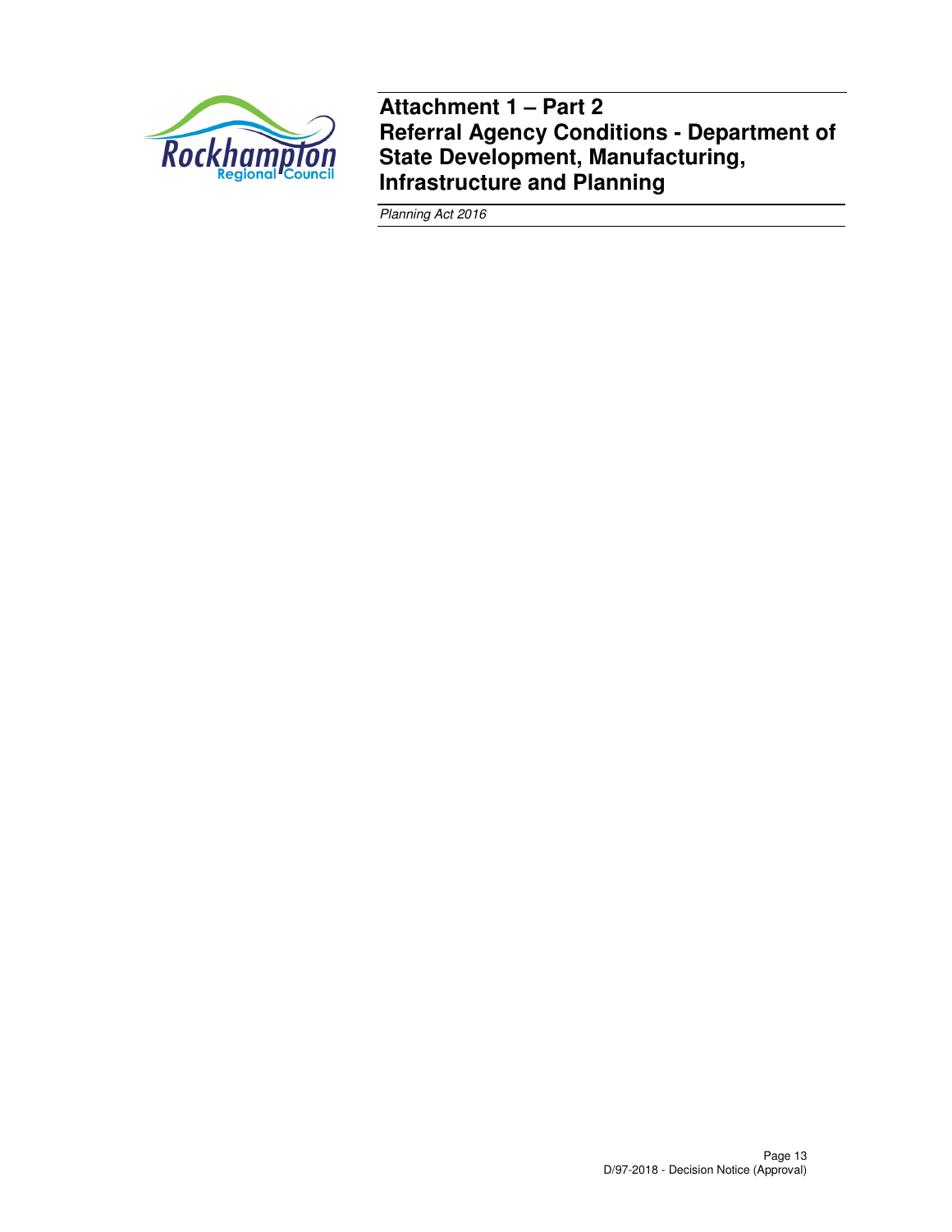# Attachment 1 – Part 2
# Referral Agency Conditions - Department of State Development, Manufacturing, Infrastructure and Planning

*Planning Act 2016*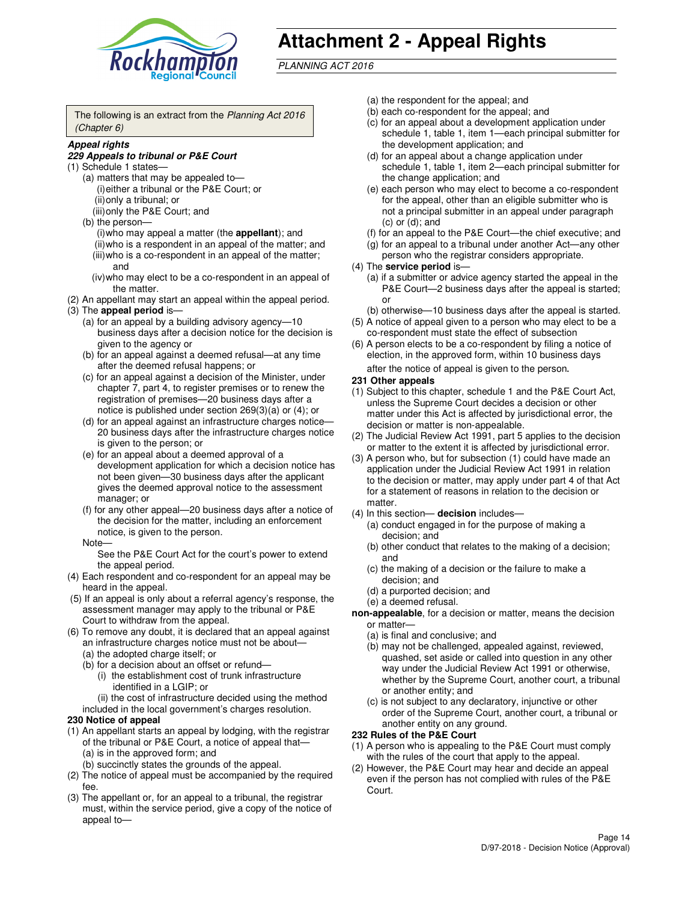# Attachment 2 - Appeal Rights

*PLANNING ACT 2016*

The following is an extract from the *Planning Act 2016 (Chapter 6)*

***Appeal rights***

***229 Appeals to tribunal or P&E Court***

(1) Schedule 1 states—
   - (a) matters that may be appealed to—
     - (i) either a tribunal or the P&E Court; or
     - (ii) only a tribunal; or
     - (iii) only the P&E Court; and
   - (b) the person—
     - (i) who may appeal a matter (the **appellant**); and
     - (ii) who is a respondent in an appeal of the matter; and
     - (iii) who is a co-respondent in an appeal of the matter; and
     - (iv) who may elect to be a co-respondent in an appeal of the matter.

(2) An appellant may start an appeal within the appeal period.

(3) The **appeal period** is—
   - (a) for an appeal by a building advisory agency—10 business days after a decision notice for the decision is given to the agency or
   - (b) for an appeal against a deemed refusal—at any time after the deemed refusal happens; or
   - (c) for an appeal against a decision of the Minister, under chapter 7, part 4, to register premises or to renew the registration of premises—20 business days after a notice is published under section 269(3)(a) or (4); or
   - (d) for an appeal against an infrastructure charges notice—20 business days after the infrastructure charges notice is given to the person; or
   - (e) for an appeal about a deemed approval of a development application for which a decision notice has not been given—30 business days after the applicant gives the deemed approval notice to the assessment manager; or
   - (f) for any other appeal—20 business days after a notice of the decision for the matter, including an enforcement notice, is given to the person.

   Note—

   See the P&E Court Act for the court's power to extend the appeal period.

(4) Each respondent and co-respondent for an appeal may be heard in the appeal.

(5) If an appeal is only about a referral agency's response, the assessment manager may apply to the tribunal or P&E Court to withdraw from the appeal.

(6) To remove any doubt, it is declared that an appeal against an infrastructure charges notice must not be about—
   - (a) the adopted charge itself; or
   - (b) for a decision about an offset or refund—
     - (i) the establishment cost of trunk infrastructure identified in a LGIP; or
     - (ii) the cost of infrastructure decided using the method included in the local government's charges resolution.

**230 Notice of appeal**

(1) An appellant starts an appeal by lodging, with the registrar of the tribunal or P&E Court, a notice of appeal that—
   - (a) is in the approved form; and
   - (b) succinctly states the grounds of the appeal.

(2) The notice of appeal must be accompanied by the required fee.

(3) The appellant or, for an appeal to a tribunal, the registrar must, within the service period, give a copy of the notice of appeal to—
   - (a) the respondent for the appeal; and
   - (b) each co-respondent for the appeal; and
   - (c) for an appeal about a development application under schedule 1, table 1, item 1—each principal submitter for the development application; and
   - (d) for an appeal about a change application under schedule 1, table 1, item 2—each principal submitter for the change application; and
   - (e) each person who may elect to become a co-respondent for the appeal, other than an eligible submitter who is not a principal submitter in an appeal under paragraph (c) or (d); and
   - (f) for an appeal to the P&E Court—the chief executive; and
   - (g) for an appeal to a tribunal under another Act—any other person who the registrar considers appropriate.

(4) The **service period** is—
   - (a) if a submitter or advice agency started the appeal in the P&E Court—2 business days after the appeal is started; or
   - (b) otherwise—10 business days after the appeal is started.

(5) A notice of appeal given to a person who may elect to be a co-respondent must state the effect of subsection

(6) A person elects to be a co-respondent by filing a notice of election, in the approved form, within 10 business days after the notice of appeal is given to the person.

**231 Other appeals**

(1) Subject to this chapter, schedule 1 and the P&E Court Act, unless the Supreme Court decides a decision or other matter under this Act is affected by jurisdictional error, the decision or matter is non-appealable.

(2) The Judicial Review Act 1991, part 5 applies to the decision or matter to the extent it is affected by jurisdictional error.

(3) A person who, but for subsection (1) could have made an application under the Judicial Review Act 1991 in relation to the decision or matter, may apply under part 4 of that Act for a statement of reasons in relation to the decision or matter.

(4) In this section— **decision** includes—
   - (a) conduct engaged in for the purpose of making a decision; and
   - (b) other conduct that relates to the making of a decision; and
   - (c) the making of a decision or the failure to make a decision; and
   - (d) a purported decision; and
   - (e) a deemed refusal.

**non-appealable**, for a decision or matter, means the decision or matter—
   - (a) is final and conclusive; and
   - (b) may not be challenged, appealed against, reviewed, quashed, set aside or called into question in any other way under the Judicial Review Act 1991 or otherwise, whether by the Supreme Court, another court, a tribunal or another entity; and
   - (c) is not subject to any declaratory, injunctive or other order of the Supreme Court, another court, a tribunal or another entity on any ground.

**232 Rules of the P&E Court**

(1) A person who is appealing to the P&E Court must comply with the rules of the court that apply to the appeal.

(2) However, the P&E Court may hear and decide an appeal even if the person has not complied with rules of the P&E Court.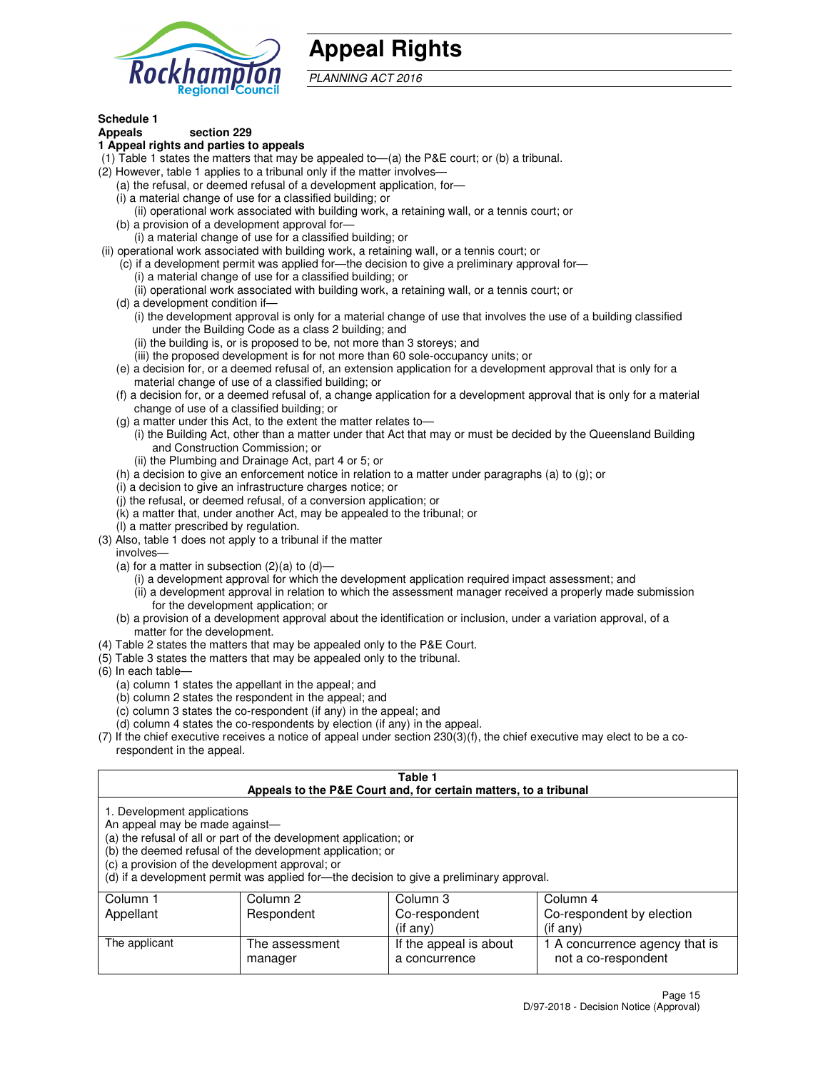# Appeal Rights

*PLANNING ACT 2016*

**Schedule 1**
**Appeals section 229**
**1 Appeal rights and parties to appeals**

(1) Table 1 states the matters that may be appealed to—(a) the P&E court; or (b) a tribunal.

(2) However, table 1 applies to a tribunal only if the matter involves—

(a) the refusal, or deemed refusal of a development application, for—

(i) a material change of use for a classified building; or

(ii) operational work associated with building work, a retaining wall, or a tennis court; or

(b) a provision of a development approval for—

(i) a material change of use for a classified building; or

(ii) operational work associated with building work, a retaining wall, or a tennis court; or

(c) if a development permit was applied for—the decision to give a preliminary approval for—

(i) a material change of use for a classified building; or

(ii) operational work associated with building work, a retaining wall, or a tennis court; or

(d) a development condition if—

(i) the development approval is only for a material change of use that involves the use of a building classified under the Building Code as a class 2 building; and

(ii) the building is, or is proposed to be, not more than 3 storeys; and

(iii) the proposed development is for not more than 60 sole-occupancy units; or

(e) a decision for, or a deemed refusal of, an extension application for a development approval that is only for a material change of use of a classified building; or

(f) a decision for, or a deemed refusal of, a change application for a development approval that is only for a material change of use of a classified building; or

(g) a matter under this Act, to the extent the matter relates to—

(i) the Building Act, other than a matter under that Act that may or must be decided by the Queensland Building and Construction Commission; or

(ii) the Plumbing and Drainage Act, part 4 or 5; or

(h) a decision to give an enforcement notice in relation to a matter under paragraphs (a) to (g); or

(i) a decision to give an infrastructure charges notice; or

(j) the refusal, or deemed refusal, of a conversion application; or

(k) a matter that, under another Act, may be appealed to the tribunal; or

(l) a matter prescribed by regulation.

(3) Also, table 1 does not apply to a tribunal if the matter involves—

(a) for a matter in subsection (2)(a) to (d)—

(i) a development approval for which the development application required impact assessment; and

(ii) a development approval in relation to which the assessment manager received a properly made submission for the development application; or

(b) a provision of a development approval about the identification or inclusion, under a variation approval, of a matter for the development.

(4) Table 2 states the matters that may be appealed only to the P&E Court.

(5) Table 3 states the matters that may be appealed only to the tribunal.

(6) In each table—

(a) column 1 states the appellant in the appeal; and

(b) column 2 states the respondent in the appeal; and

(c) column 3 states the co-respondent (if any) in the appeal; and

(d) column 4 states the co-respondents by election (if any) in the appeal.

(7) If the chief executive receives a notice of appeal under section 230(3)(f), the chief executive may elect to be a co-respondent in the appeal.

**Table 1**
**Appeals to the P&E Court and, for certain matters, to a tribunal**

1. Development applications
An appeal may be made against—
(a) the refusal of all or part of the development application; or
(b) the deemed refusal of the development application; or
(c) a provision of the development approval; or
(d) if a development permit was applied for—the decision to give a preliminary approval.

| Column 1<br>Appellant | Column 2<br>Respondent | Column 3<br>Co-respondent<br>(if any) | Column 4<br>Co-respondent by election<br>(if any) |
|---|---|---|---|
| The applicant | The assessment manager | If the appeal is about a concurrence | 1 A concurrence agency that is not a co-respondent |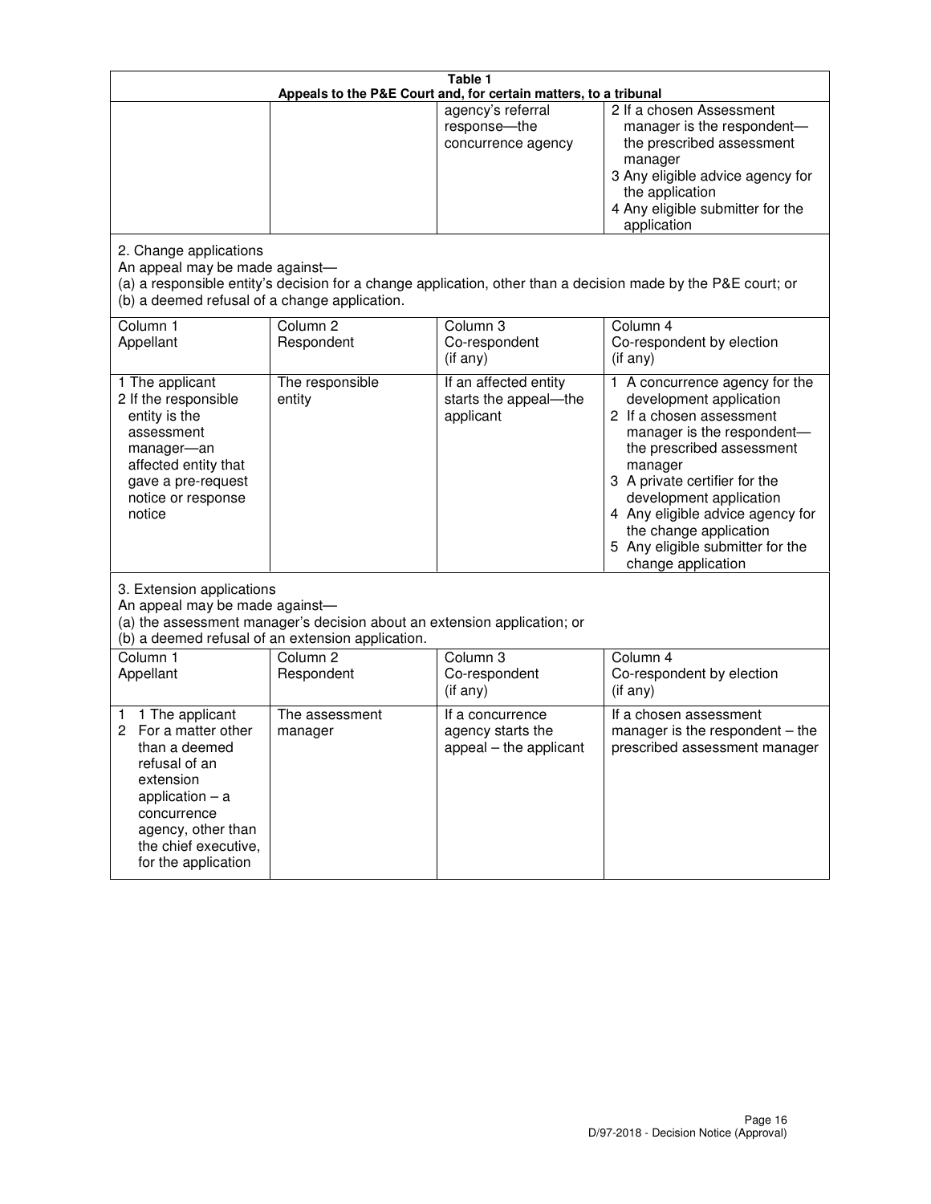**Table 1**
**Appeals to the P&E Court and, for certain matters, to a tribunal**

| | | | |
|---|---|---|---|
| | | agency's referral response—the concurrence agency | 2 If a chosen Assessment manager is the respondent—the prescribed assessment manager<br>3 Any eligible advice agency for the application<br>4 Any eligible submitter for the application |

2. Change applications
An appeal may be made against—
(a) a responsible entity's decision for a change application, other than a decision made by the P&E court; or
(b) a deemed refusal of a change application.

| Column 1<br>Appellant | Column 2<br>Respondent | Column 3<br>Co-respondent<br>(if any) | Column 4<br>Co-respondent by election<br>(if any) |
|---|---|---|---|
| 1 The applicant<br>2 If the responsible entity is the assessment manager—an affected entity that gave a pre-request notice or response notice | The responsible entity | If an affected entity starts the appeal—the applicant | 1 A concurrence agency for the development application<br>2 If a chosen assessment manager is the respondent—the prescribed assessment manager<br>3 A private certifier for the development application<br>4 Any eligible advice agency for the change application<br>5 Any eligible submitter for the change application |

3. Extension applications
An appeal may be made against—
(a) the assessment manager's decision about an extension application; or
(b) a deemed refusal of an extension application.

| Column 1<br>Appellant | Column 2<br>Respondent | Column 3<br>Co-respondent<br>(if any) | Column 4<br>Co-respondent by election<br>(if any) |
|---|---|---|---|
| 1 1 The applicant<br>2 For a matter other than a deemed refusal of an extension application – a concurrence agency, other than the chief executive, for the application | The assessment manager | If a concurrence agency starts the appeal – the applicant | If a chosen assessment manager is the respondent – the prescribed assessment manager |

D/97-2018 - Decision Notice (Approval)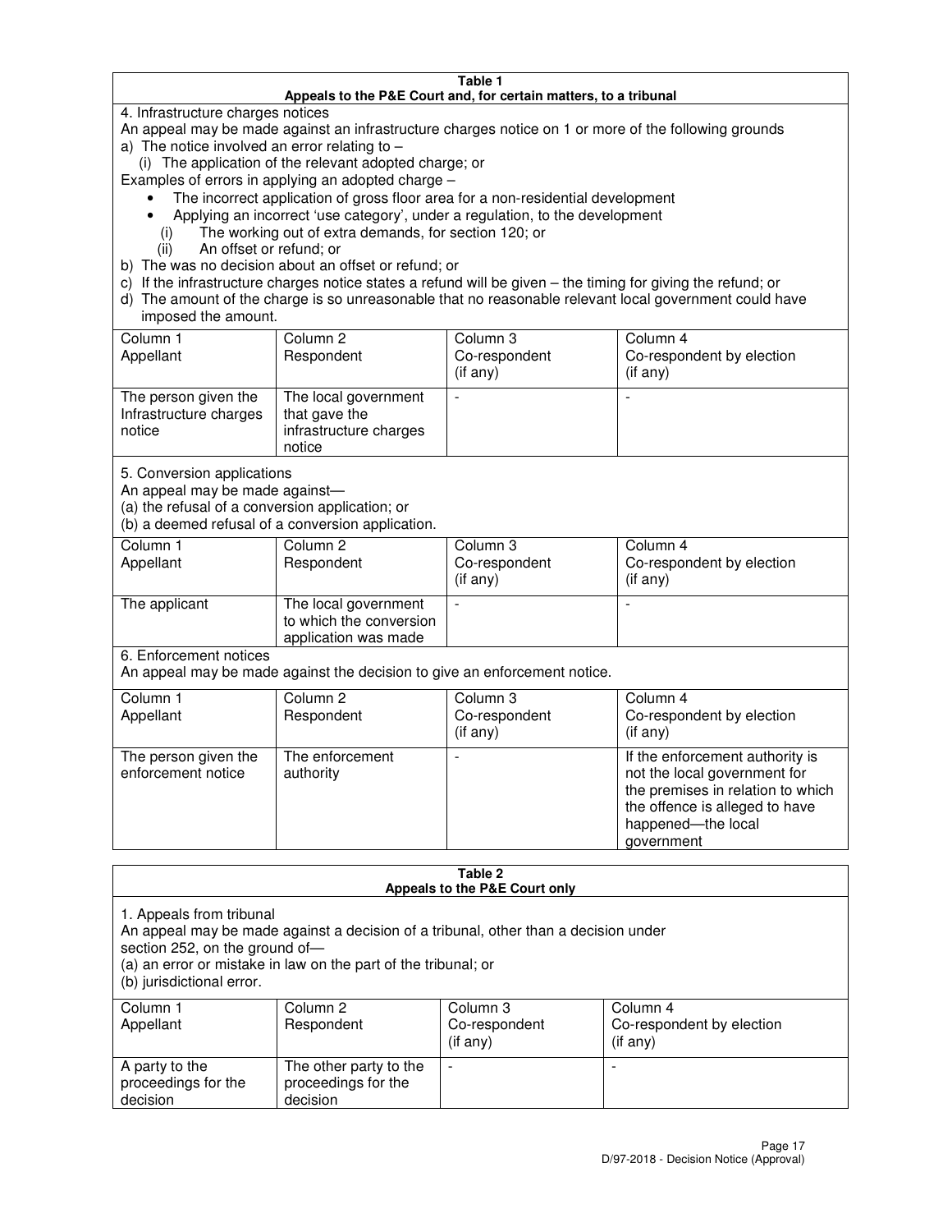**Table 1**
**Appeals to the P&E Court and, for certain matters, to a tribunal**

4. Infrastructure charges notices

An appeal may be made against an infrastructure charges notice on 1 or more of the following grounds

a) The notice involved an error relating to –
   (i) The application of the relevant adopted charge; or

Examples of errors in applying an adopted charge –

- The incorrect application of gross floor area for a non-residential development
- Applying an incorrect 'use category', under a regulation, to the development
  (i) The working out of extra demands, for section 120; or
  (ii) An offset or refund; or

b) The was no decision about an offset or refund; or

c) If the infrastructure charges notice states a refund will be given – the timing for giving the refund; or

d) The amount of the charge is so unreasonable that no reasonable relevant local government could have imposed the amount.

| Column 1 Appellant | Column 2 Respondent | Column 3 Co-respondent (if any) | Column 4 Co-respondent by election (if any) |
|---|---|---|---|
| The person given the Infrastructure charges notice | The local government that gave the infrastructure charges notice | - | - |

5. Conversion applications

An appeal may be made against—
(a) the refusal of a conversion application; or
(b) a deemed refusal of a conversion application.

| Column 1 Appellant | Column 2 Respondent | Column 3 Co-respondent (if any) | Column 4 Co-respondent by election (if any) |
|---|---|---|---|
| The applicant | The local government to which the conversion application was made | - | - |

6. Enforcement notices

An appeal may be made against the decision to give an enforcement notice.

| Column 1 Appellant | Column 2 Respondent | Column 3 Co-respondent (if any) | Column 4 Co-respondent by election (if any) |
|---|---|---|---|
| The person given the enforcement notice | The enforcement authority | - | If the enforcement authority is not the local government for the premises in relation to which the offence is alleged to have happened—the local government |

**Table 2**
**Appeals to the P&E Court only**

1. Appeals from tribunal

An appeal may be made against a decision of a tribunal, other than a decision under section 252, on the ground of—
(a) an error or mistake in law on the part of the tribunal; or
(b) jurisdictional error.

| Column 1 Appellant | Column 2 Respondent | Column 3 Co-respondent (if any) | Column 4 Co-respondent by election (if any) |
|---|---|---|---|
| A party to the proceedings for the decision | The other party to the proceedings for the decision | - | - |

D/97-2018 - Decision Notice (Approval)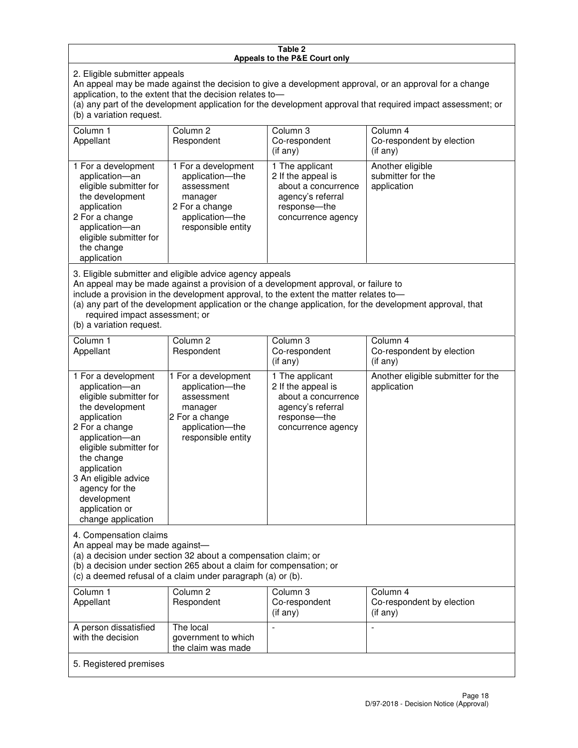**Table 2**
**Appeals to the P&E Court only**

2. Eligible submitter appeals

An appeal may be made against the decision to give a development approval, or an approval for a change application, to the extent that the decision relates to—

(a) any part of the development application for the development approval that required impact assessment; or

(b) a variation request.

| Column 1 Appellant | Column 2 Respondent | Column 3 Co-respondent (if any) | Column 4 Co-respondent by election (if any) |
|---|---|---|---|
| 1 For a development application—an eligible submitter for the development application<br>2 For a change application—an eligible submitter for the change application | 1 For a development application—the assessment manager<br>2 For a change application—the responsible entity | 1 The applicant<br>2 If the appeal is about a concurrence agency's referral response—the concurrence agency | Another eligible submitter for the application |

3. Eligible submitter and eligible advice agency appeals

An appeal may be made against a provision of a development approval, or failure to include a provision in the development approval, to the extent the matter relates to—

(a) any part of the development application or the change application, for the development approval, that required impact assessment; or

(b) a variation request.

| Column 1 Appellant | Column 2 Respondent | Column 3 Co-respondent (if any) | Column 4 Co-respondent by election (if any) |
|---|---|---|---|
| 1 For a development application—an eligible submitter for the development application<br>2 For a change application—an eligible submitter for the change application<br>3 An eligible advice agency for the development application or change application | 1 For a development application—the assessment manager<br>2 For a change application—the responsible entity | 1 The applicant<br>2 If the appeal is about a concurrence agency's referral response—the concurrence agency | Another eligible submitter for the application |

4. Compensation claims

An appeal may be made against—

(a) a decision under section 32 about a compensation claim; or

(b) a decision under section 265 about a claim for compensation; or

(c) a deemed refusal of a claim under paragraph (a) or (b).

| Column 1 Appellant | Column 2 Respondent | Column 3 Co-respondent (if any) | Column 4 Co-respondent by election (if any) |
|---|---|---|---|
| A person dissatisfied with the decision | The local government to which the claim was made | - | - |

5. Registered premises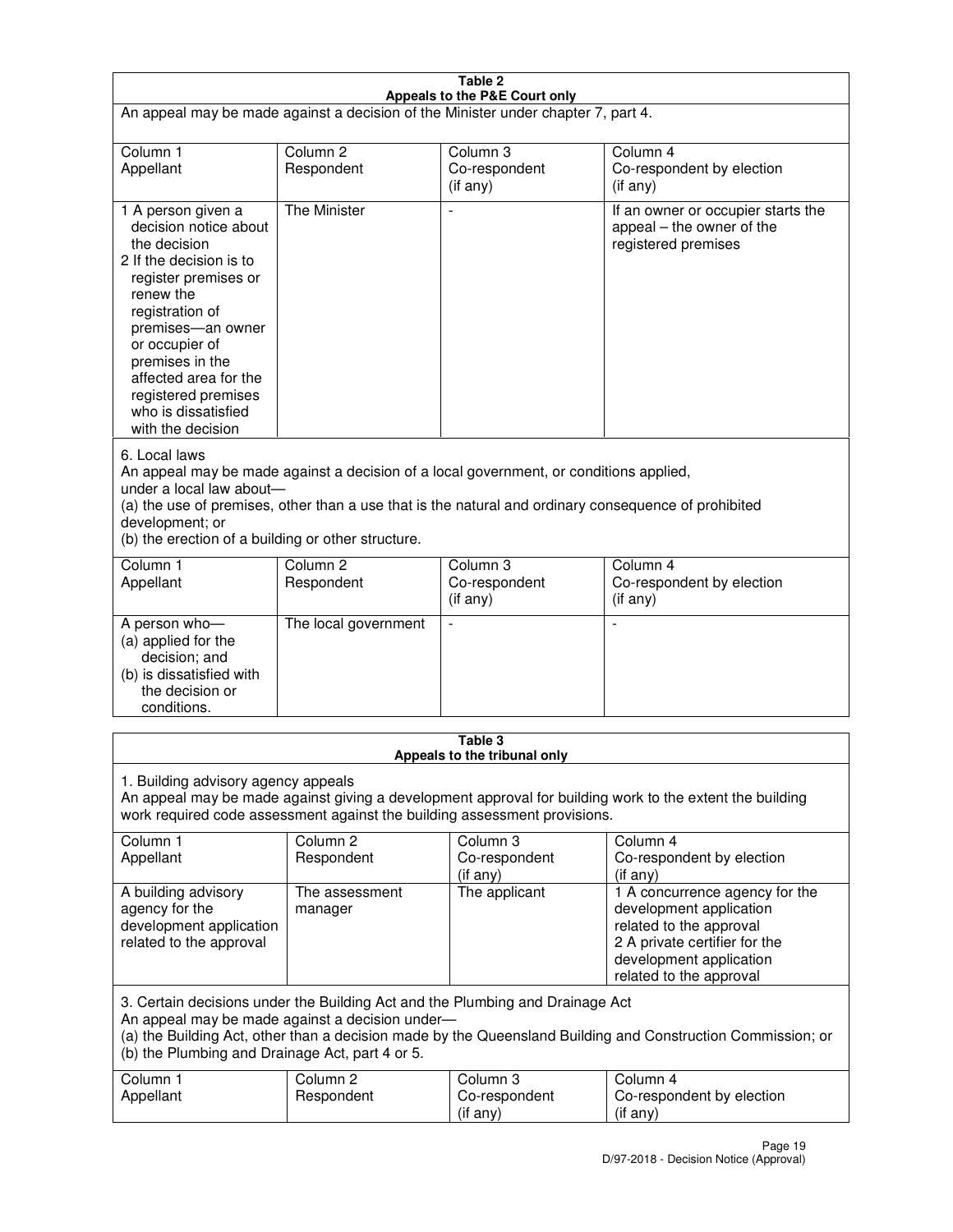**Table 2**
**Appeals to the P&E Court only**

An appeal may be made against a decision of the Minister under chapter 7, part 4.

| Column 1 Appellant | Column 2 Respondent | Column 3 Co-respondent (if any) | Column 4 Co-respondent by election (if any) |
| --- | --- | --- | --- |
| 1 A person given a decision notice about the decision 2 If the decision is to register premises or renew the registration of premises—an owner or occupier of premises in the affected area for the registered premises who is dissatisfied with the decision | The Minister | - | If an owner or occupier starts the appeal – the owner of the registered premises |

6. Local laws
An appeal may be made against a decision of a local government, or conditions applied, under a local law about—
(a) the use of premises, other than a use that is the natural and ordinary consequence of prohibited development; or
(b) the erection of a building or other structure.

| Column 1 Appellant | Column 2 Respondent | Column 3 Co-respondent (if any) | Column 4 Co-respondent by election (if any) |
| --- | --- | --- | --- |
| A person who— (a) applied for the decision; and (b) is dissatisfied with the decision or conditions. | The local government | - | - |

**Table 3**
**Appeals to the tribunal only**

1. Building advisory agency appeals
An appeal may be made against giving a development approval for building work to the extent the building work required code assessment against the building assessment provisions.

| Column 1 Appellant | Column 2 Respondent | Column 3 Co-respondent (if any) | Column 4 Co-respondent by election (if any) |
| --- | --- | --- | --- |
| A building advisory agency for the development application related to the approval | The assessment manager | The applicant | 1 A concurrence agency for the development application related to the approval 2 A private certifier for the development application related to the approval |

3. Certain decisions under the Building Act and the Plumbing and Drainage Act
An appeal may be made against a decision under—
(a) the Building Act, other than a decision made by the Queensland Building and Construction Commission; or
(b) the Plumbing and Drainage Act, part 4 or 5.

| Column 1 Appellant | Column 2 Respondent | Column 3 Co-respondent (if any) | Column 4 Co-respondent by election (if any) |
| --- | --- | --- | --- |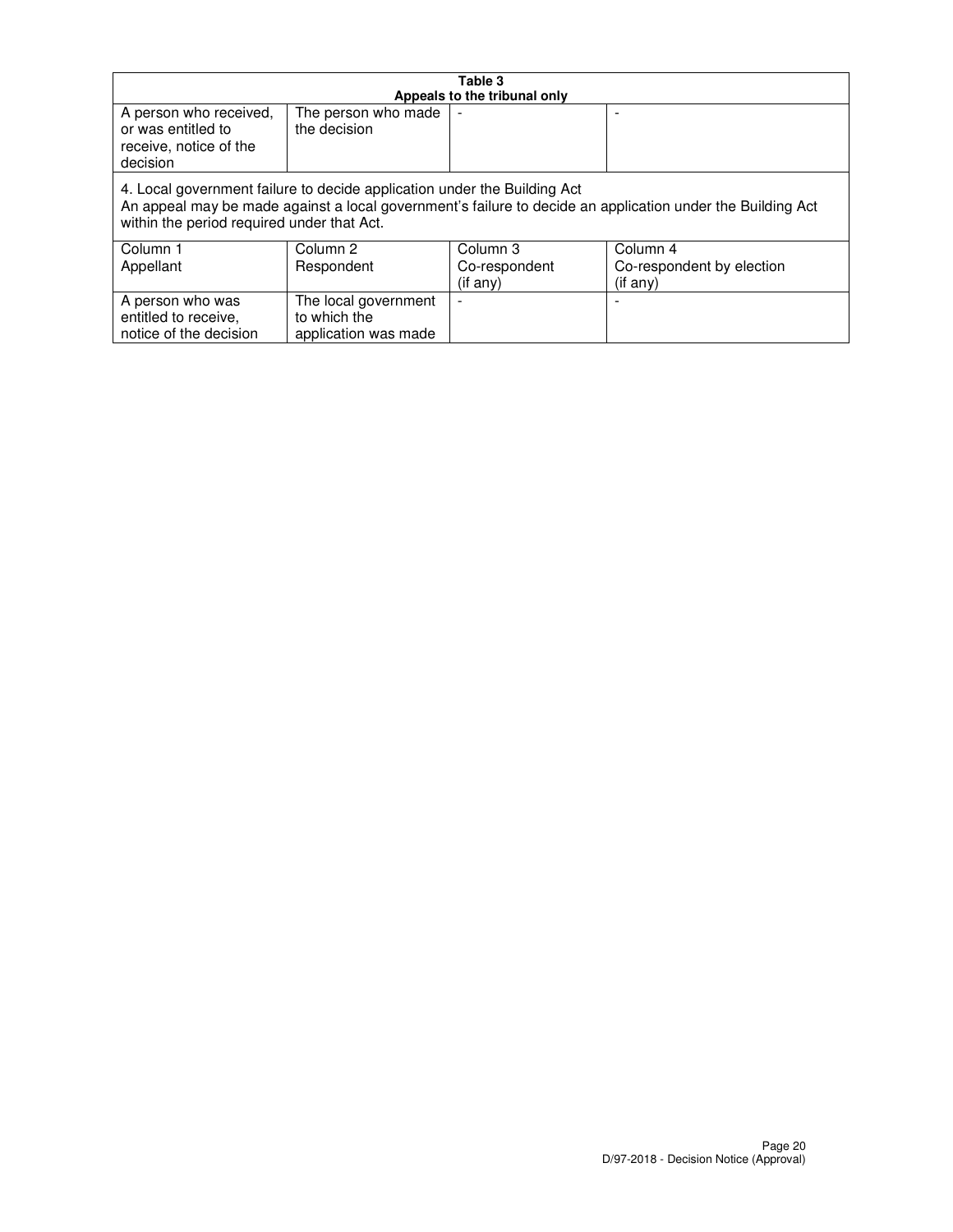| Table 3<br>Appeals to the tribunal only | | | |
|---|---|---|---|
| A person who received, or was entitled to receive, notice of the decision | The person who made the decision | - | - |
| 4. Local government failure to decide application under the Building Act<br>An appeal may be made against a local government's failure to decide an application under the Building Act within the period required under that Act. | | | |
| Column 1<br>Appellant | Column 2<br>Respondent | Column 3<br>Co-respondent<br>(if any) | Column 4<br>Co-respondent by election<br>(if any) |
| A person who was entitled to receive, notice of the decision | The local government to which the application was made | - | - |

D/97-2018 - Decision Notice (Approval)